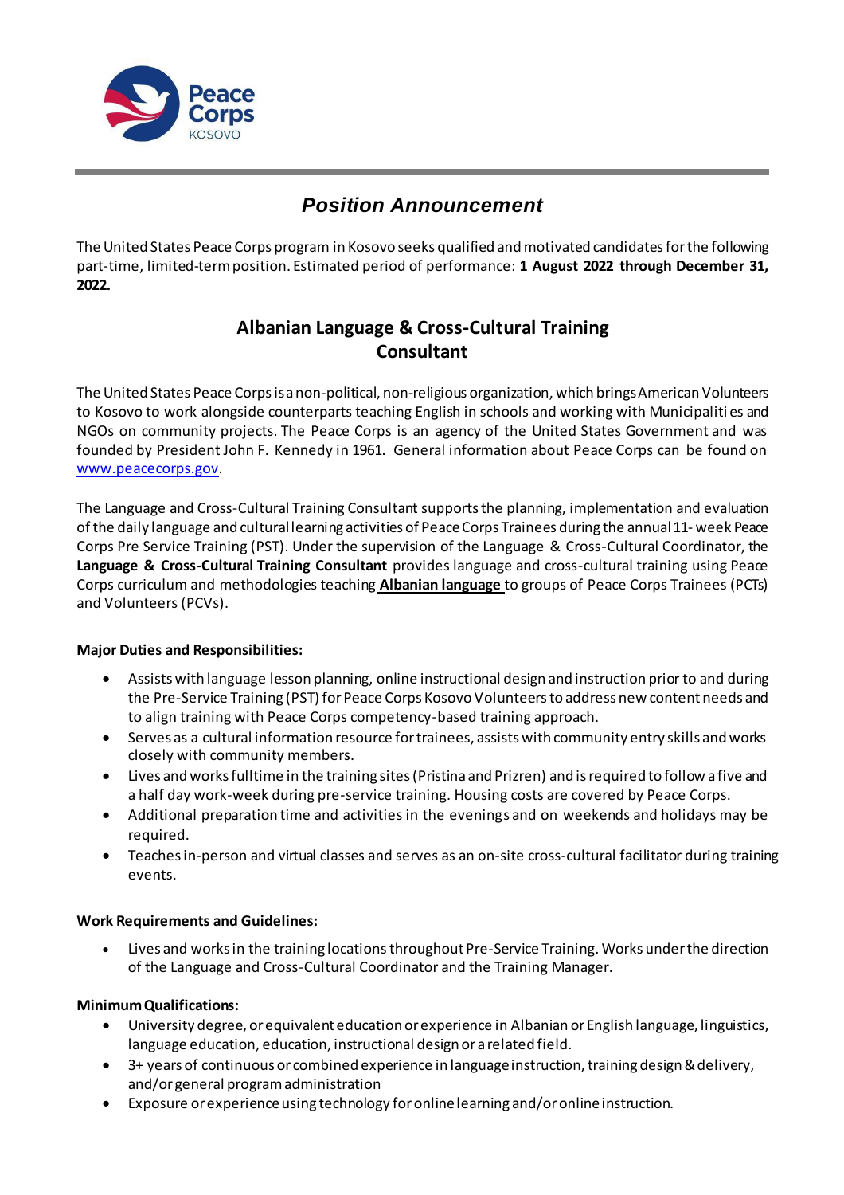# *Position Announcement*

The United States Peace Corps program in Kosovo seeks qualified and motivated candidates for the following part-time, limited-term position. Estimated period of performance: **1 August 2022 through December 31, 2022.**

## Albanian Language & Cross-Cultural Training Consultant

The United States Peace Corps is a non-political, non-religious organization, which brings American Volunteers to Kosovo to work alongside counterparts teaching English in schools and working with Municipalities and NGOs on community projects. The Peace Corps is an agency of the United States Government and was founded by President John F. Kennedy in 1961. General information about Peace Corps can be found on www.peacecorps.gov.

The Language and Cross-Cultural Training Consultant supports the planning, implementation and evaluation of the daily language and cultural learning activities of Peace Corps Trainees during the annual 11- week Peace Corps Pre Service Training (PST). Under the supervision of the Language & Cross-Cultural Coordinator, the **Language & Cross-Cultural Training Consultant** provides language and cross-cultural training using Peace Corps curriculum and methodologies teaching **Albanian language** to groups of Peace Corps Trainees (PCTs) and Volunteers (PCVs).

**Major Duties and Responsibilities:**

- Assists with language lesson planning, online instructional design and instruction prior to and during the Pre-Service Training (PST) for Peace Corps Kosovo Volunteers to address new content needs and to align training with Peace Corps competency-based training approach.
- Serves as a cultural information resource for trainees, assists with community entry skills and works closely with community members.
- Lives and works fulltime in the training sites (Pristina and Prizren) and is required to follow a five and a half day work-week during pre-service training. Housing costs are covered by Peace Corps.
- Additional preparation time and activities in the evenings and on weekends and holidays may be required.
- Teaches in-person and virtual classes and serves as an on-site cross-cultural facilitator during training events.

**Work Requirements and Guidelines:**

- Lives and works in the training locations throughout Pre-Service Training. Works under the direction of the Language and Cross-Cultural Coordinator and the Training Manager.

**Minimum Qualifications:**

- University degree, or equivalent education or experience in Albanian or English language, linguistics, language education, education, instructional design or a related field.
- 3+ years of continuous or combined experience in language instruction, training design & delivery, and/or general program administration
- Exposure or experience using technology for online learning and/or online instruction.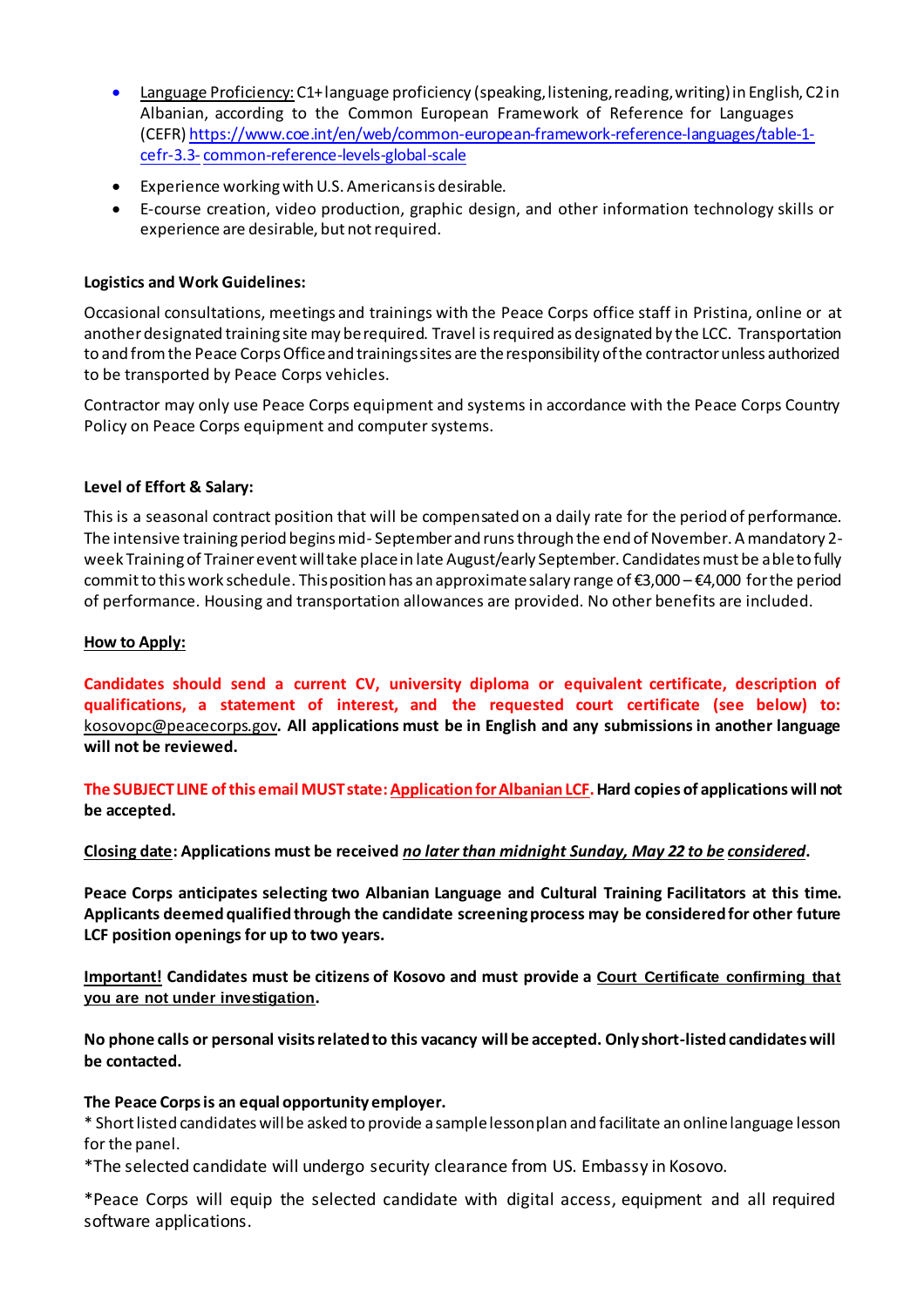- Language Proficiency: C1+ language proficiency (speaking, listening, reading, writing) in English, C2 in Albanian, according to the Common European Framework of Reference for Languages (CEFR) https://www.coe.int/en/web/common-european-framework-reference-languages/table-1-cefr-3.3-common-reference-levels-global-scale
- Experience working with U.S. Americans is desirable.
- E-course creation, video production, graphic design, and other information technology skills or experience are desirable, but not required.

**Logistics and Work Guidelines:**

Occasional consultations, meetings and trainings with the Peace Corps office staff in Pristina, online or at another designated training site may be required. Travel is required as designated by the LCC. Transportation to and from the Peace Corps Office and trainings sites are the responsibility of the contractor unless authorized to be transported by Peace Corps vehicles.

Contractor may only use Peace Corps equipment and systems in accordance with the Peace Corps Country Policy on Peace Corps equipment and computer systems.

**Level of Effort & Salary:**

This is a seasonal contract position that will be compensated on a daily rate for the period of performance. The intensive training period begins mid- September and runs through the end of November. A mandatory 2-week Training of Trainer event will take place in late August/early September. Candidates must be able to fully commit to this work schedule. This position has an approximate salary range of €3,000 – €4,000 for the period of performance. Housing and transportation allowances are provided. No other benefits are included.

**How to Apply:**

**Candidates should send a current CV, university diploma or equivalent certificate, description of qualifications, a statement of interest, and the requested court certificate (see below) to:** kosovopc@peacecorps.gov**. All applications must be in English and any submissions in another language will not be reviewed.**

**The SUBJECT LINE of this email MUST state: Application for Albanian LCF. Hard copies of applications will not be accepted.**

**Closing date: Applications must be received *no later than midnight Sunday, May 22 to be considered*.**

**Peace Corps anticipates selecting two Albanian Language and Cultural Training Facilitators at this time. Applicants deemed qualified through the candidate screening process may be considered for other future LCF position openings for up to two years.**

**Important! Candidates must be citizens of Kosovo and must provide a Court Certificate confirming that you are not under investigation.**

**No phone calls or personal visits related to this vacancy will be accepted. Only short-listed candidates will be contacted.**

**The Peace Corps is an equal opportunity employer.**
\* Short listed candidates will be asked to provide a sample lesson plan and facilitate an online language lesson for the panel.
\*The selected candidate will undergo security clearance from US. Embassy in Kosovo.

\*Peace Corps will equip the selected candidate with digital access, equipment and all required software applications.